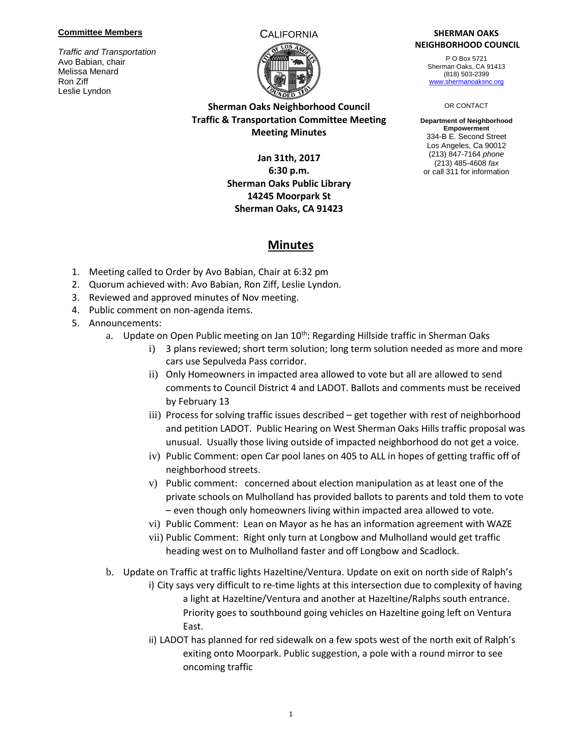**Committee Members**

*Traffic and Transportation*
Avo Babian, chair
Melissa Menard
Ron Ziff
Leslie Lyndon

CALIFORNIA

**SHERMAN OAKS NEIGHBORHOOD COUNCIL**

P O Box 5721
Sherman Oaks, CA 91413
(818) 503-2399
www.shermanoaksnc.org

OR CONTACT

**Department of Neighborhood Empowerment**
334-B E. Second Street
Los Angeles, Ca 90012
(213) 847-7164 *phone*
(213) 485-4608 *fax*
or call 311 for information

**Sherman Oaks Neighborhood Council**
**Traffic & Transportation Committee Meeting**
**Meeting Minutes**

**Jan 31th, 2017**
**6:30 p.m.**
**Sherman Oaks Public Library**
**14245 Moorpark St**
**Sherman Oaks, CA 91423**

# Minutes

1. Meeting called to Order by Avo Babian, Chair at 6:32 pm
2. Quorum achieved with: Avo Babian, Ron Ziff, Leslie Lyndon.
3. Reviewed and approved minutes of Nov meeting.
4. Public comment on non-agenda items.
5. Announcements:
   a. Update on Open Public meeting on Jan 10th: Regarding Hillside traffic in Sherman Oaks
      i) 3 plans reviewed; short term solution; long term solution needed as more and more cars use Sepulveda Pass corridor.
      ii) Only Homeowners in impacted area allowed to vote but all are allowed to send comments to Council District 4 and LADOT. Ballots and comments must be received by February 13
      iii) Process for solving traffic issues described – get together with rest of neighborhood and petition LADOT. Public Hearing on West Sherman Oaks Hills traffic proposal was unusual. Usually those living outside of impacted neighborhood do not get a voice.
      iv) Public Comment: open Car pool lanes on 405 to ALL in hopes of getting traffic off of neighborhood streets.
      v) Public comment: concerned about election manipulation as at least one of the private schools on Mulholland has provided ballots to parents and told them to vote – even though only homeowners living within impacted area allowed to vote.
      vi) Public Comment: Lean on Mayor as he has an information agreement with WAZE
      vii) Public Comment: Right only turn at Longbow and Mulholland would get traffic heading west on to Mulholland faster and off Longbow and Scadlock.
   b. Update on Traffic at traffic lights Hazeltine/Ventura. Update on exit on north side of Ralph's
      i) City says very difficult to re-time lights at this intersection due to complexity of having a light at Hazeltine/Ventura and another at Hazeltine/Ralphs south entrance. Priority goes to southbound going vehicles on Hazeltine going left on Ventura East.
      ii) LADOT has planned for red sidewalk on a few spots west of the north exit of Ralph's exiting onto Moorpark. Public suggestion, a pole with a round mirror to see oncoming traffic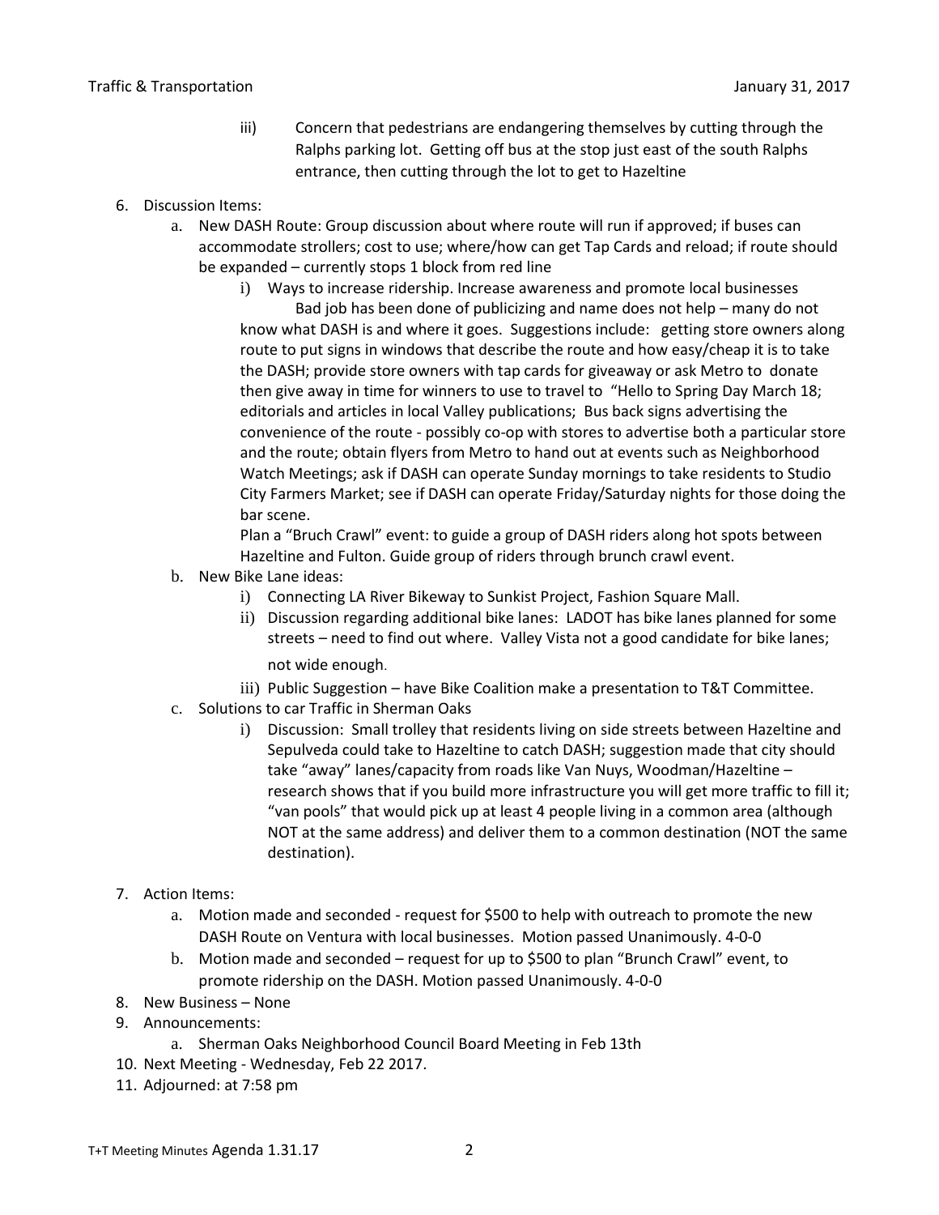iii) Concern that pedestrians are endangering themselves by cutting through the Ralphs parking lot. Getting off bus at the stop just east of the south Ralphs entrance, then cutting through the lot to get to Hazeltine

6. Discussion Items:
   a. New DASH Route: Group discussion about where route will run if approved; if buses can accommodate strollers; cost to use; where/how can get Tap Cards and reload; if route should be expanded – currently stops 1 block from red line
      i) Ways to increase ridership. Increase awareness and promote local businesses
         Bad job has been done of publicizing and name does not help – many do not know what DASH is and where it goes. Suggestions include: getting store owners along route to put signs in windows that describe the route and how easy/cheap it is to take the DASH; provide store owners with tap cards for giveaway or ask Metro to donate then give away in time for winners to use to travel to "Hello to Spring Day March 18; editorials and articles in local Valley publications; Bus back signs advertising the convenience of the route - possibly co-op with stores to advertise both a particular store and the route; obtain flyers from Metro to hand out at events such as Neighborhood Watch Meetings; ask if DASH can operate Sunday mornings to take residents to Studio City Farmers Market; see if DASH can operate Friday/Saturday nights for those doing the bar scene.
         Plan a "Bruch Crawl" event: to guide a group of DASH riders along hot spots between Hazeltine and Fulton. Guide group of riders through brunch crawl event.
   b. New Bike Lane ideas:
      i) Connecting LA River Bikeway to Sunkist Project, Fashion Square Mall.
      ii) Discussion regarding additional bike lanes: LADOT has bike lanes planned for some streets – need to find out where. Valley Vista not a good candidate for bike lanes; not wide enough.
      iii) Public Suggestion – have Bike Coalition make a presentation to T&T Committee.
   c. Solutions to car Traffic in Sherman Oaks
      i) Discussion: Small trolley that residents living on side streets between Hazeltine and Sepulveda could take to Hazeltine to catch DASH; suggestion made that city should take "away" lanes/capacity from roads like Van Nuys, Woodman/Hazeltine – research shows that if you build more infrastructure you will get more traffic to fill it; "van pools" that would pick up at least 4 people living in a common area (although NOT at the same address) and deliver them to a common destination (NOT the same destination).

7. Action Items:
   a. Motion made and seconded - request for $500 to help with outreach to promote the new DASH Route on Ventura with local businesses. Motion passed Unanimously. 4-0-0
   b. Motion made and seconded – request for up to $500 to plan "Brunch Crawl" event, to promote ridership on the DASH. Motion passed Unanimously. 4-0-0
8. New Business – None
9. Announcements:
   a. Sherman Oaks Neighborhood Council Board Meeting in Feb 13th
10. Next Meeting - Wednesday, Feb 22 2017.
11. Adjourned: at 7:58 pm